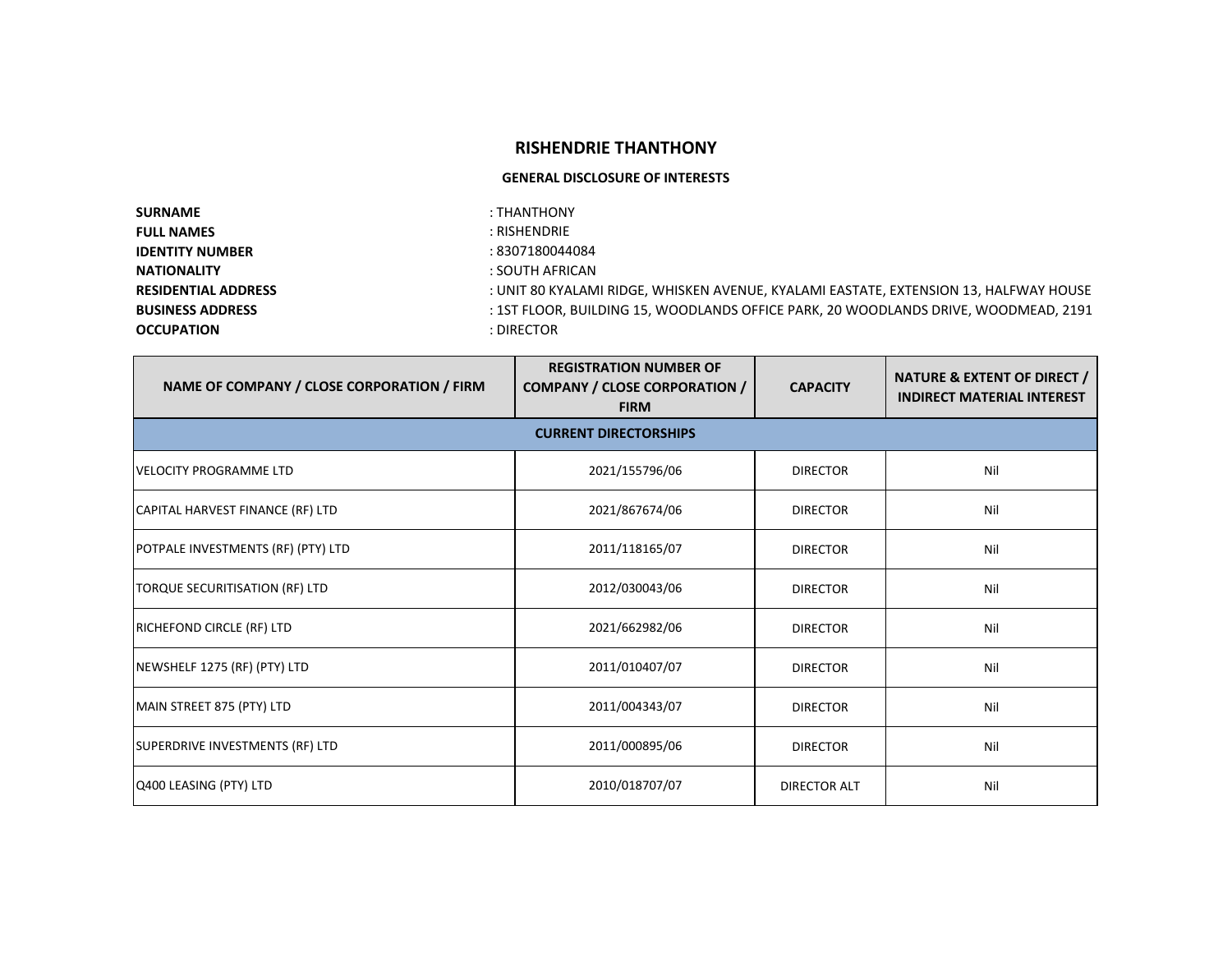# RISHENDRIE THANTHONY

## GENERAL DISCLOSURE OF INTERESTS

**SURNAME** : THANTHONY
**FULL NAMES** : RISHENDRIE
**IDENTITY NUMBER** : 8307180044084
**NATIONALITY** : SOUTH AFRICAN
**RESIDENTIAL ADDRESS** : UNIT 80 KYALAMI RIDGE, WHISKEN AVENUE, KYALAMI EASTATE, EXTENSION 13, HALFWAY HOUSE
**BUSINESS ADDRESS** : 1ST FLOOR, BUILDING 15, WOODLANDS OFFICE PARK, 20 WOODLANDS DRIVE, WOODMEAD, 2191
**OCCUPATION** : DIRECTOR

| NAME OF COMPANY / CLOSE CORPORATION / FIRM | REGISTRATION NUMBER OF COMPANY / CLOSE CORPORATION / FIRM | CAPACITY | NATURE & EXTENT OF DIRECT / INDIRECT MATERIAL INTEREST |
|---|---|---|---|
| **CURRENT DIRECTORSHIPS** | | | |
| VELOCITY PROGRAMME LTD | 2021/155796/06 | DIRECTOR | Nil |
| CAPITAL HARVEST FINANCE (RF) LTD | 2021/867674/06 | DIRECTOR | Nil |
| POTPALE INVESTMENTS (RF) (PTY) LTD | 2011/118165/07 | DIRECTOR | Nil |
| TORQUE SECURITISATION (RF) LTD | 2012/030043/06 | DIRECTOR | Nil |
| RICHEFOND CIRCLE (RF) LTD | 2021/662982/06 | DIRECTOR | Nil |
| NEWSHELF 1275 (RF) (PTY) LTD | 2011/010407/07 | DIRECTOR | Nil |
| MAIN STREET 875 (PTY) LTD | 2011/004343/07 | DIRECTOR | Nil |
| SUPERDRIVE INVESTMENTS (RF) LTD | 2011/000895/06 | DIRECTOR | Nil |
| Q400 LEASING (PTY) LTD | 2010/018707/07 | DIRECTOR ALT | Nil |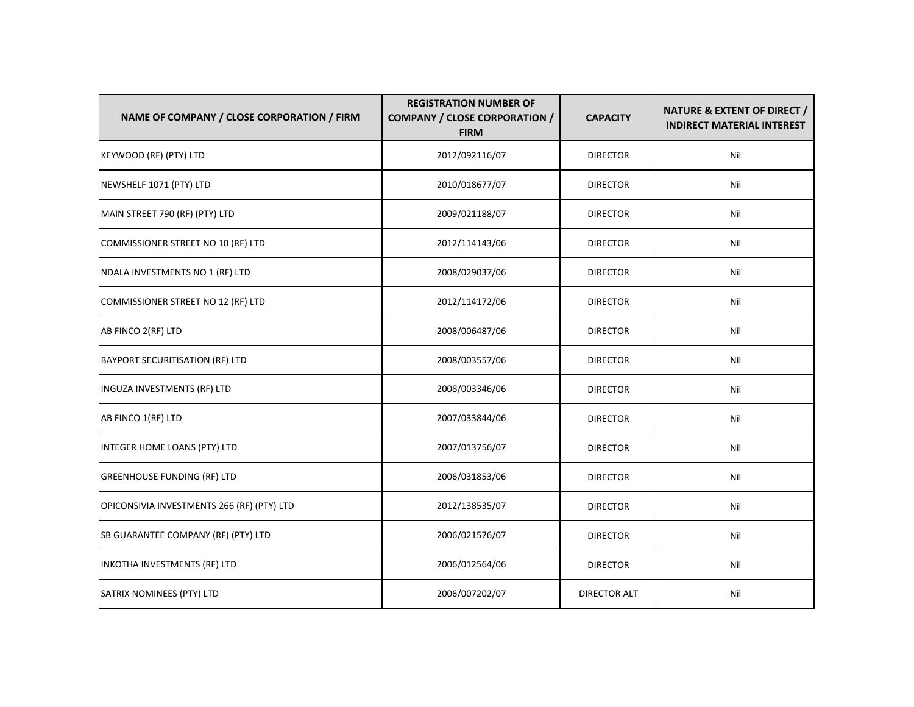| NAME OF COMPANY / CLOSE CORPORATION / FIRM | REGISTRATION NUMBER OF COMPANY / CLOSE CORPORATION / FIRM | CAPACITY | NATURE & EXTENT OF DIRECT / INDIRECT MATERIAL INTEREST |
|---|---|---|---|
| KEYWOOD (RF) (PTY) LTD | 2012/092116/07 | DIRECTOR | Nil |
| NEWSHELF 1071 (PTY) LTD | 2010/018677/07 | DIRECTOR | Nil |
| MAIN STREET 790 (RF) (PTY) LTD | 2009/021188/07 | DIRECTOR | Nil |
| COMMISSIONER STREET NO 10 (RF) LTD | 2012/114143/06 | DIRECTOR | Nil |
| NDALA INVESTMENTS NO 1 (RF) LTD | 2008/029037/06 | DIRECTOR | Nil |
| COMMISSIONER STREET NO 12 (RF) LTD | 2012/114172/06 | DIRECTOR | Nil |
| AB FINCO 2(RF) LTD | 2008/006487/06 | DIRECTOR | Nil |
| BAYPORT SECURITISATION (RF) LTD | 2008/003557/06 | DIRECTOR | Nil |
| INGUZA INVESTMENTS (RF) LTD | 2008/003346/06 | DIRECTOR | Nil |
| AB FINCO 1(RF) LTD | 2007/033844/06 | DIRECTOR | Nil |
| INTEGER HOME LOANS (PTY) LTD | 2007/013756/07 | DIRECTOR | Nil |
| GREENHOUSE FUNDING (RF) LTD | 2006/031853/06 | DIRECTOR | Nil |
| OPICONSIVIA INVESTMENTS 266 (RF) (PTY) LTD | 2012/138535/07 | DIRECTOR | Nil |
| SB GUARANTEE COMPANY (RF) (PTY) LTD | 2006/021576/07 | DIRECTOR | Nil |
| INKOTHA INVESTMENTS (RF) LTD | 2006/012564/06 | DIRECTOR | Nil |
| SATRIX NOMINEES (PTY) LTD | 2006/007202/07 | DIRECTOR ALT | Nil |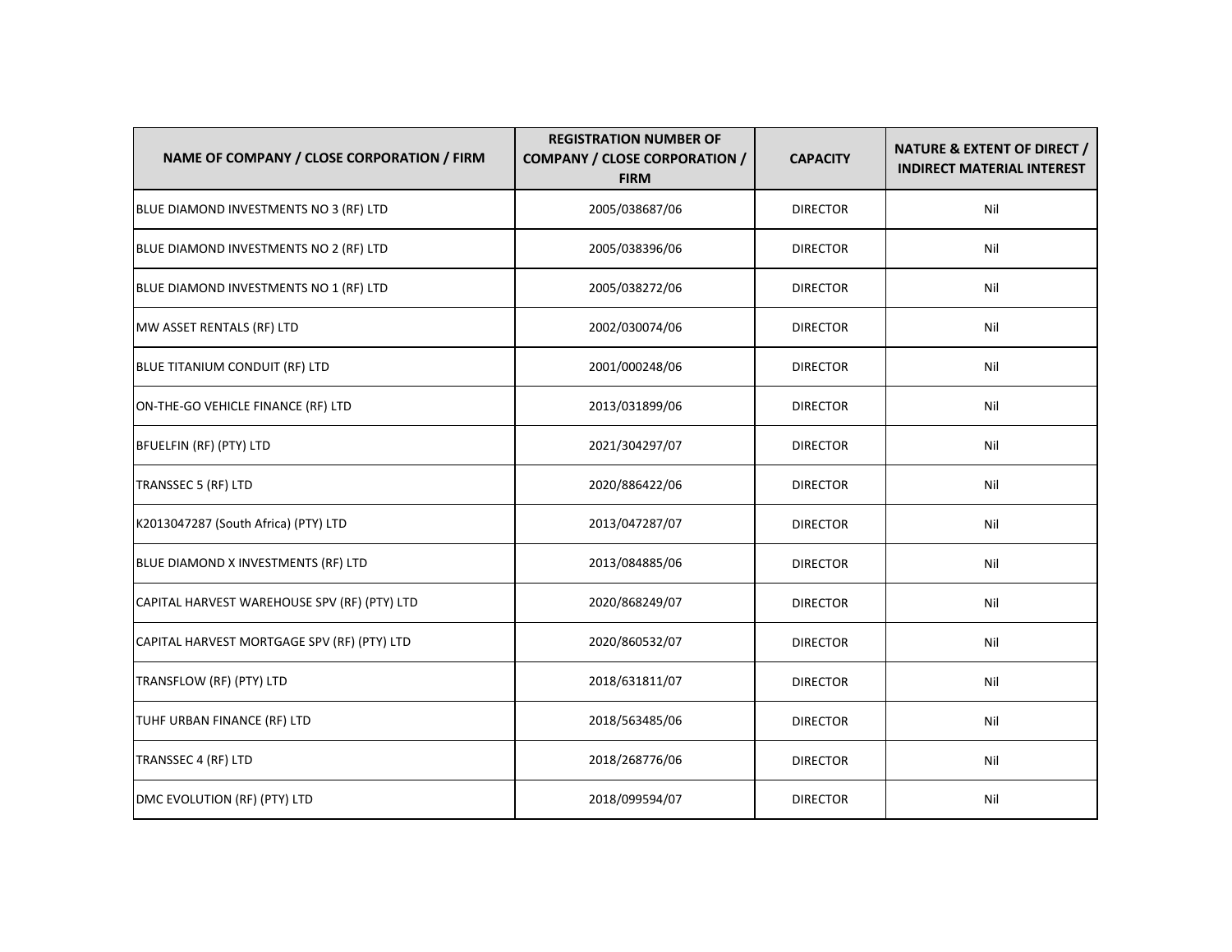| NAME OF COMPANY / CLOSE CORPORATION / FIRM | REGISTRATION NUMBER OF COMPANY / CLOSE CORPORATION / FIRM | CAPACITY | NATURE & EXTENT OF DIRECT / INDIRECT MATERIAL INTEREST |
|---|---|---|---|
| BLUE DIAMOND INVESTMENTS NO 3 (RF) LTD | 2005/038687/06 | DIRECTOR | Nil |
| BLUE DIAMOND INVESTMENTS NO 2 (RF) LTD | 2005/038396/06 | DIRECTOR | Nil |
| BLUE DIAMOND INVESTMENTS NO 1 (RF) LTD | 2005/038272/06 | DIRECTOR | Nil |
| MW ASSET RENTALS (RF) LTD | 2002/030074/06 | DIRECTOR | Nil |
| BLUE TITANIUM CONDUIT (RF) LTD | 2001/000248/06 | DIRECTOR | Nil |
| ON-THE-GO VEHICLE FINANCE (RF) LTD | 2013/031899/06 | DIRECTOR | Nil |
| BFUELFIN (RF) (PTY) LTD | 2021/304297/07 | DIRECTOR | Nil |
| TRANSSEC 5 (RF) LTD | 2020/886422/06 | DIRECTOR | Nil |
| K2013047287 (South Africa) (PTY) LTD | 2013/047287/07 | DIRECTOR | Nil |
| BLUE DIAMOND X INVESTMENTS (RF) LTD | 2013/084885/06 | DIRECTOR | Nil |
| CAPITAL HARVEST WAREHOUSE SPV (RF) (PTY) LTD | 2020/868249/07 | DIRECTOR | Nil |
| CAPITAL HARVEST MORTGAGE SPV (RF) (PTY) LTD | 2020/860532/07 | DIRECTOR | Nil |
| TRANSFLOW (RF) (PTY) LTD | 2018/631811/07 | DIRECTOR | Nil |
| TUHF URBAN FINANCE (RF) LTD | 2018/563485/06 | DIRECTOR | Nil |
| TRANSSEC 4 (RF) LTD | 2018/268776/06 | DIRECTOR | Nil |
| DMC EVOLUTION (RF) (PTY) LTD | 2018/099594/07 | DIRECTOR | Nil |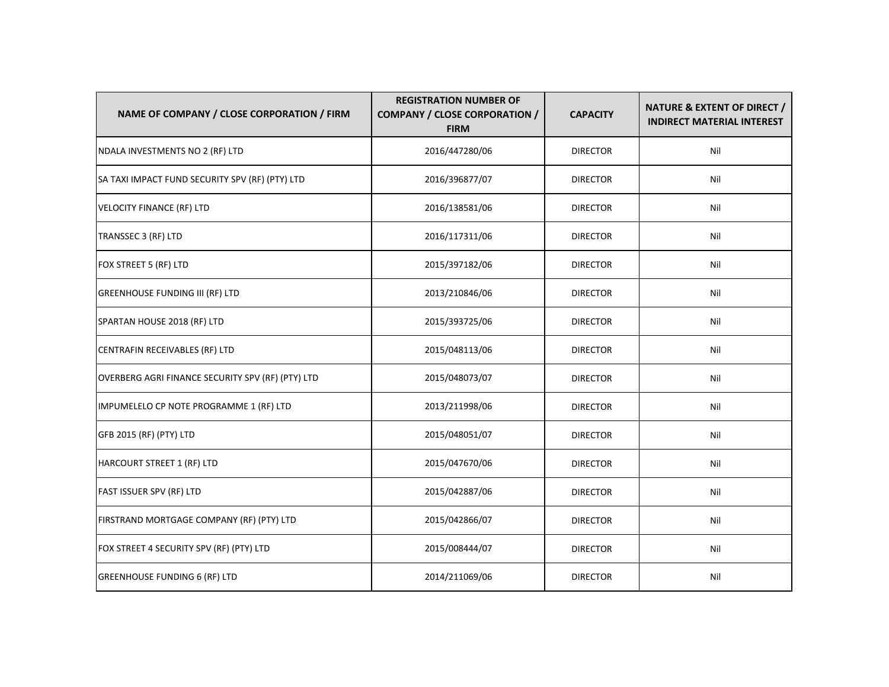| NAME OF COMPANY / CLOSE CORPORATION / FIRM | REGISTRATION NUMBER OF COMPANY / CLOSE CORPORATION / FIRM | CAPACITY | NATURE & EXTENT OF DIRECT / INDIRECT MATERIAL INTEREST |
|---|---|---|---|
| NDALA INVESTMENTS NO 2 (RF) LTD | 2016/447280/06 | DIRECTOR | Nil |
| SA TAXI IMPACT FUND SECURITY SPV (RF) (PTY) LTD | 2016/396877/07 | DIRECTOR | Nil |
| VELOCITY FINANCE (RF) LTD | 2016/138581/06 | DIRECTOR | Nil |
| TRANSSEC 3 (RF) LTD | 2016/117311/06 | DIRECTOR | Nil |
| FOX STREET 5 (RF) LTD | 2015/397182/06 | DIRECTOR | Nil |
| GREENHOUSE FUNDING III (RF) LTD | 2013/210846/06 | DIRECTOR | Nil |
| SPARTAN HOUSE 2018 (RF) LTD | 2015/393725/06 | DIRECTOR | Nil |
| CENTRAFIN RECEIVABLES (RF) LTD | 2015/048113/06 | DIRECTOR | Nil |
| OVERBERG AGRI FINANCE SECURITY SPV (RF) (PTY) LTD | 2015/048073/07 | DIRECTOR | Nil |
| IMPUMELELO CP NOTE PROGRAMME 1 (RF) LTD | 2013/211998/06 | DIRECTOR | Nil |
| GFB 2015 (RF) (PTY) LTD | 2015/048051/07 | DIRECTOR | Nil |
| HARCOURT STREET 1 (RF) LTD | 2015/047670/06 | DIRECTOR | Nil |
| FAST ISSUER SPV (RF) LTD | 2015/042887/06 | DIRECTOR | Nil |
| FIRSTRAND MORTGAGE COMPANY (RF) (PTY) LTD | 2015/042866/07 | DIRECTOR | Nil |
| FOX STREET 4 SECURITY SPV (RF) (PTY) LTD | 2015/008444/07 | DIRECTOR | Nil |
| GREENHOUSE FUNDING 6 (RF) LTD | 2014/211069/06 | DIRECTOR | Nil |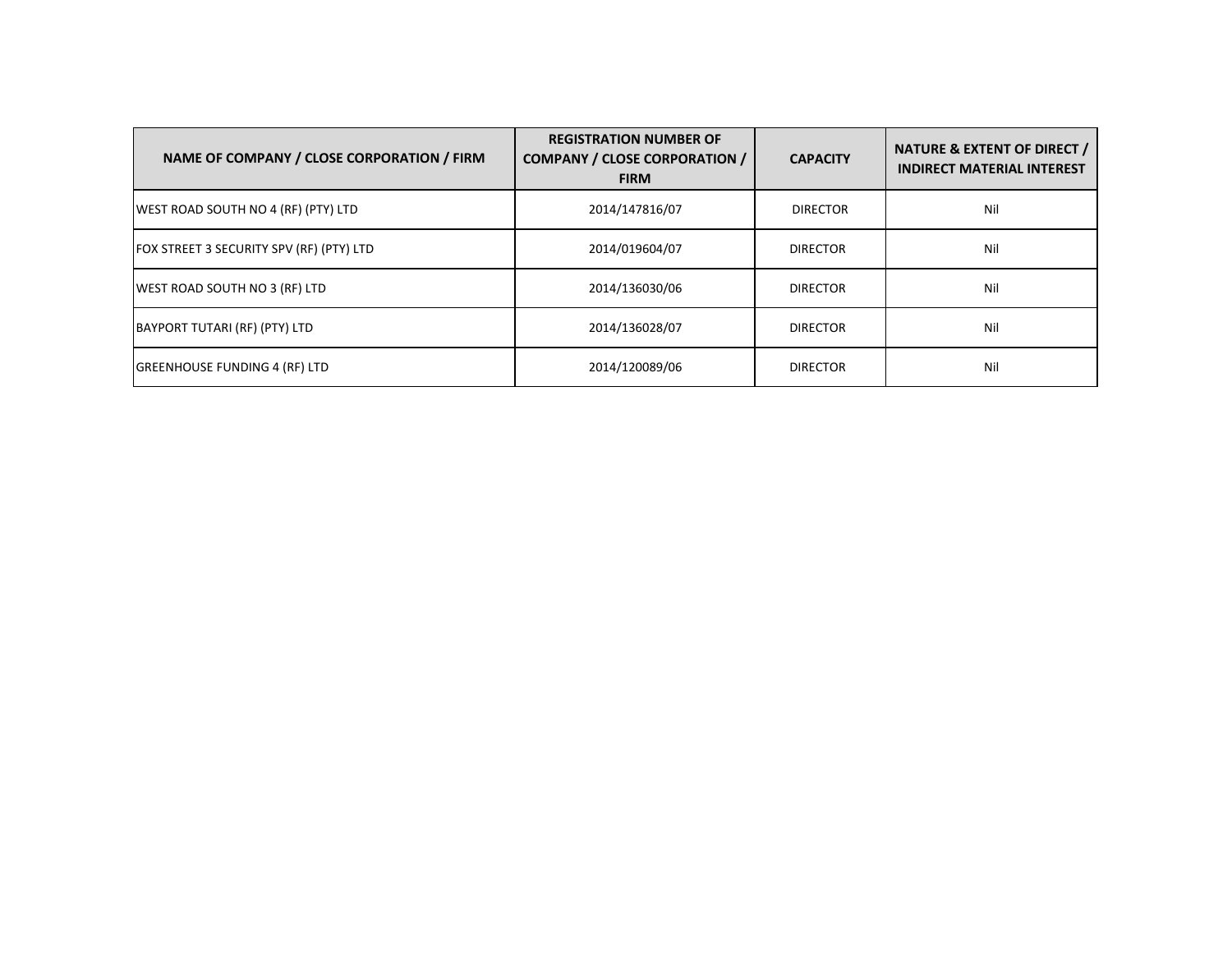| NAME OF COMPANY / CLOSE CORPORATION / FIRM | REGISTRATION NUMBER OF COMPANY / CLOSE CORPORATION / FIRM | CAPACITY | NATURE & EXTENT OF DIRECT / INDIRECT MATERIAL INTEREST |
|---|---|---|---|
| WEST ROAD SOUTH NO 4 (RF) (PTY) LTD | 2014/147816/07 | DIRECTOR | Nil |
| FOX STREET 3 SECURITY SPV (RF) (PTY) LTD | 2014/019604/07 | DIRECTOR | Nil |
| WEST ROAD SOUTH NO 3 (RF) LTD | 2014/136030/06 | DIRECTOR | Nil |
| BAYPORT TUTARI (RF) (PTY) LTD | 2014/136028/07 | DIRECTOR | Nil |
| GREENHOUSE FUNDING 4 (RF) LTD | 2014/120089/06 | DIRECTOR | Nil |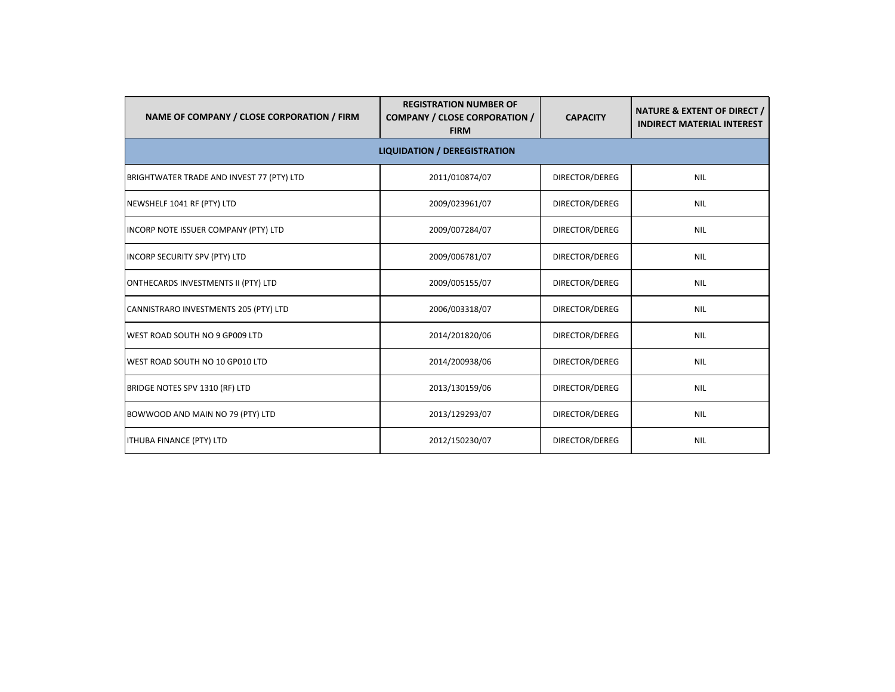| NAME OF COMPANY / CLOSE CORPORATION / FIRM | REGISTRATION NUMBER OF COMPANY / CLOSE CORPORATION / FIRM | CAPACITY | NATURE & EXTENT OF DIRECT / INDIRECT MATERIAL INTEREST |
|---|---|---|---|
| **LIQUIDATION / DEREGISTRATION** | | | |
| BRIGHTWATER TRADE AND INVEST 77 (PTY) LTD | 2011/010874/07 | DIRECTOR/DEREG | NIL |
| NEWSHELF 1041 RF (PTY) LTD | 2009/023961/07 | DIRECTOR/DEREG | NIL |
| INCORP NOTE ISSUER COMPANY (PTY) LTD | 2009/007284/07 | DIRECTOR/DEREG | NIL |
| INCORP SECURITY SPV (PTY) LTD | 2009/006781/07 | DIRECTOR/DEREG | NIL |
| ONTHECARDS INVESTMENTS II (PTY) LTD | 2009/005155/07 | DIRECTOR/DEREG | NIL |
| CANNISTRARO INVESTMENTS 205 (PTY) LTD | 2006/003318/07 | DIRECTOR/DEREG | NIL |
| WEST ROAD SOUTH NO 9 GP009 LTD | 2014/201820/06 | DIRECTOR/DEREG | NIL |
| WEST ROAD SOUTH NO 10 GP010 LTD | 2014/200938/06 | DIRECTOR/DEREG | NIL |
| BRIDGE NOTES SPV 1310 (RF) LTD | 2013/130159/06 | DIRECTOR/DEREG | NIL |
| BOWWOOD AND MAIN NO 79 (PTY) LTD | 2013/129293/07 | DIRECTOR/DEREG | NIL |
| ITHUBA FINANCE (PTY) LTD | 2012/150230/07 | DIRECTOR/DEREG | NIL |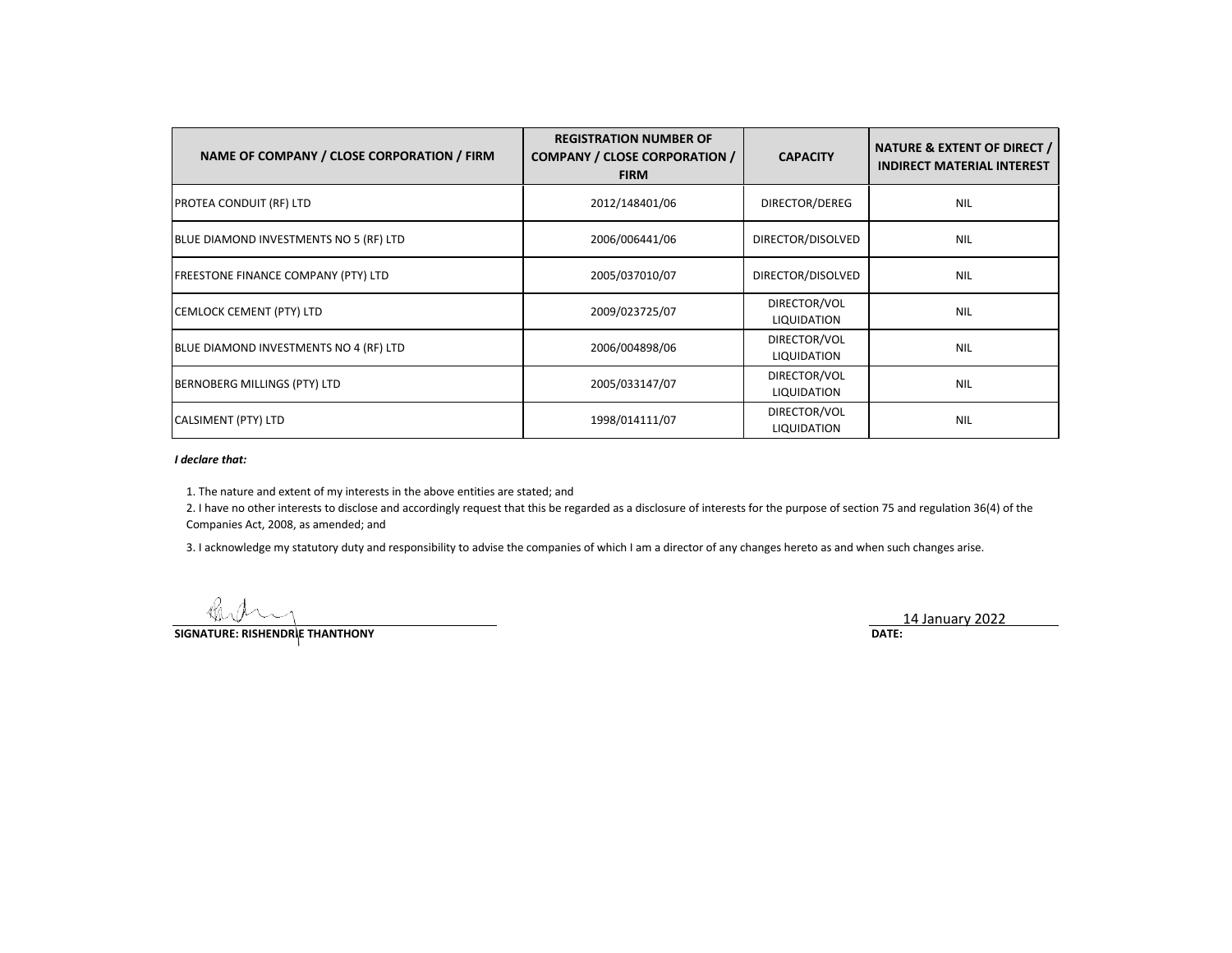| NAME OF COMPANY / CLOSE CORPORATION / FIRM | REGISTRATION NUMBER OF COMPANY / CLOSE CORPORATION / FIRM | CAPACITY | NATURE & EXTENT OF DIRECT / INDIRECT MATERIAL INTEREST |
|---|---|---|---|
| PROTEA CONDUIT (RF) LTD | 2012/148401/06 | DIRECTOR/DEREG | NIL |
| BLUE DIAMOND INVESTMENTS NO 5 (RF) LTD | 2006/006441/06 | DIRECTOR/DISOLVED | NIL |
| FREESTONE FINANCE COMPANY (PTY) LTD | 2005/037010/07 | DIRECTOR/DISOLVED | NIL |
| CEMLOCK CEMENT (PTY) LTD | 2009/023725/07 | DIRECTOR/VOL LIQUIDATION | NIL |
| BLUE DIAMOND INVESTMENTS NO 4 (RF) LTD | 2006/004898/06 | DIRECTOR/VOL LIQUIDATION | NIL |
| BERNOBERG MILLINGS (PTY) LTD | 2005/033147/07 | DIRECTOR/VOL LIQUIDATION | NIL |
| CALSIMENT (PTY) LTD | 1998/014111/07 | DIRECTOR/VOL LIQUIDATION | NIL |

***I declare that:***

1. The nature and extent of my interests in the above entities are stated; and
2. I have no other interests to disclose and accordingly request that this be regarded as a disclosure of interests for the purpose of section 75 and regulation 36(4) of the Companies Act, 2008, as amended; and
3. I acknowledge my statutory duty and responsibility to advise the companies of which I am a director of any changes hereto as and when such changes arise.

**SIGNATURE: RISHENDRIE THANTHONY**

14 January 2022
**DATE:**